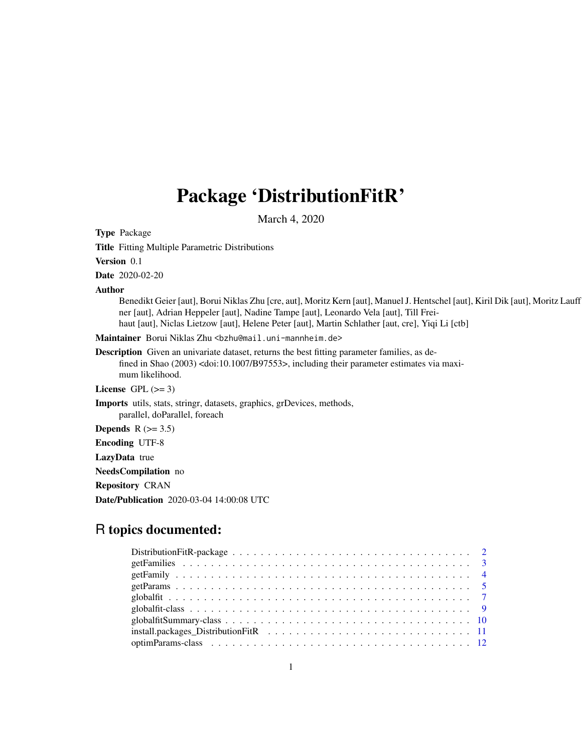# Package 'DistributionFitR'

March 4, 2020

**Type** Package

**Title** Fitting Multiple Parametric Distributions

**Version** 0.1

**Date** 2020-02-20

**Author** Benedikt Geier [aut], Borui Niklas Zhu [cre, aut], Moritz Kern [aut], Manuel J. Hentschel [aut], Kiril Dik [aut], Moritz Lauffner [aut], Adrian Heppeler [aut], Nadine Tampe [aut], Leonardo Vela [aut], Till Freihaut [aut], Niclas Lietzow [aut], Helene Peter [aut], Martin Schlather [aut, cre], Yiqi Li [ctb]

**Maintainer** Borui Niklas Zhu <bzhu@mail.uni-mannheim.de>

**Description** Given an univariate dataset, returns the best fitting parameter families, as defined in Shao (2003) <doi:10.1007/B97553>, including their parameter estimates via maximum likelihood.

**License** GPL (>= 3)

**Imports** utils, stats, stringr, datasets, graphics, grDevices, methods, parallel, doParallel, foreach

**Depends** R (>= 3.5)

**Encoding** UTF-8

**LazyData** true

**NeedsCompilation** no

**Repository** CRAN

**Date/Publication** 2020-03-04 14:00:08 UTC

## R topics documented:

DistributionFitR-package . . . . . . . . . . . . . . . . . . . . . . . . . . . . . . . . . 2
getFamilies . . . . . . . . . . . . . . . . . . . . . . . . . . . . . . . . . . . . . . . . 3
getFamily . . . . . . . . . . . . . . . . . . . . . . . . . . . . . . . . . . . . . . . . . 4
getParams . . . . . . . . . . . . . . . . . . . . . . . . . . . . . . . . . . . . . . . . . 5
globalfit . . . . . . . . . . . . . . . . . . . . . . . . . . . . . . . . . . . . . . . . . . 7
globalfit-class . . . . . . . . . . . . . . . . . . . . . . . . . . . . . . . . . . . . . . . 9
globalfitSummary-class . . . . . . . . . . . . . . . . . . . . . . . . . . . . . . . . . . 10
install.packages_DistributionFitR . . . . . . . . . . . . . . . . . . . . . . . . . . . . 11
optimParams-class . . . . . . . . . . . . . . . . . . . . . . . . . . . . . . . . . . . . 12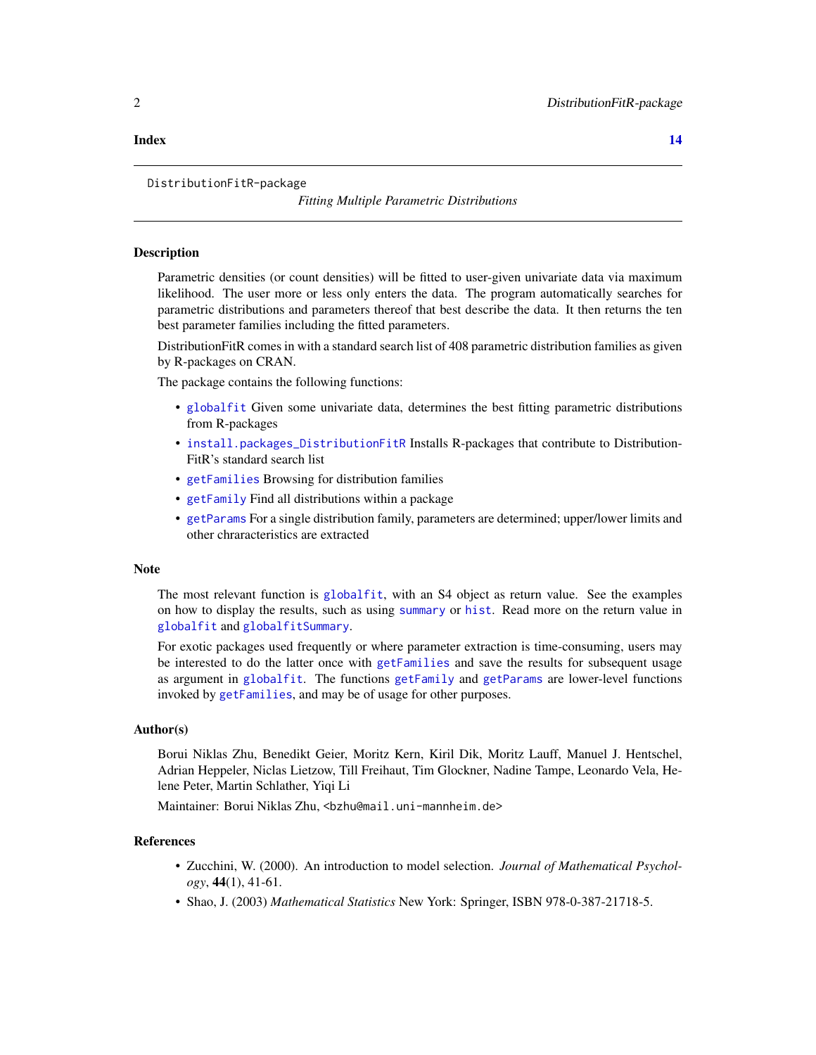**Index** **14**

---

DistributionFitR-package

*Fitting Multiple Parametric Distributions*

---

## Description

Parametric densities (or count densities) will be fitted to user-given univariate data via maximum likelihood. The user more or less only enters the data. The program automatically searches for parametric distributions and parameters thereof that best describe the data. It then returns the ten best parameter families including the fitted parameters.

DistributionFitR comes in with a standard search list of 408 parametric distribution families as given by R-packages on CRAN.

The package contains the following functions:

- `globalfit` Given some univariate data, determines the best fitting parametric distributions from R-packages
- `install.packages_DistributionFitR` Installs R-packages that contribute to DistributionFitR's standard search list
- `getFamilies` Browsing for distribution families
- `getFamily` Find all distributions within a package
- `getParams` For a single distribution family, parameters are determined; upper/lower limits and other chraracteristics are extracted

## Note

The most relevant function is `globalfit`, with an S4 object as return value. See the examples on how to display the results, such as using `summary` or `hist`. Read more on the return value in `globalfit` and `globalfitSummary`.

For exotic packages used frequently or where parameter extraction is time-consuming, users may be interested to do the latter once with `getFamilies` and save the results for subsequent usage as argument in `globalfit`. The functions `getFamily` and `getParams` are lower-level functions invoked by `getFamilies`, and may be of usage for other purposes.

## Author(s)

Borui Niklas Zhu, Benedikt Geier, Moritz Kern, Kiril Dik, Moritz Lauff, Manuel J. Hentschel, Adrian Heppeler, Niclas Lietzow, Till Freihaut, Tim Glockner, Nadine Tampe, Leonardo Vela, Helene Peter, Martin Schlather, Yiqi Li

Maintainer: Borui Niklas Zhu, <bzhu@mail.uni-mannheim.de>

## References

- Zucchini, W. (2000). An introduction to model selection. *Journal of Mathematical Psychology*, **44**(1), 41-61.
- Shao, J. (2003) *Mathematical Statistics* New York: Springer, ISBN 978-0-387-21718-5.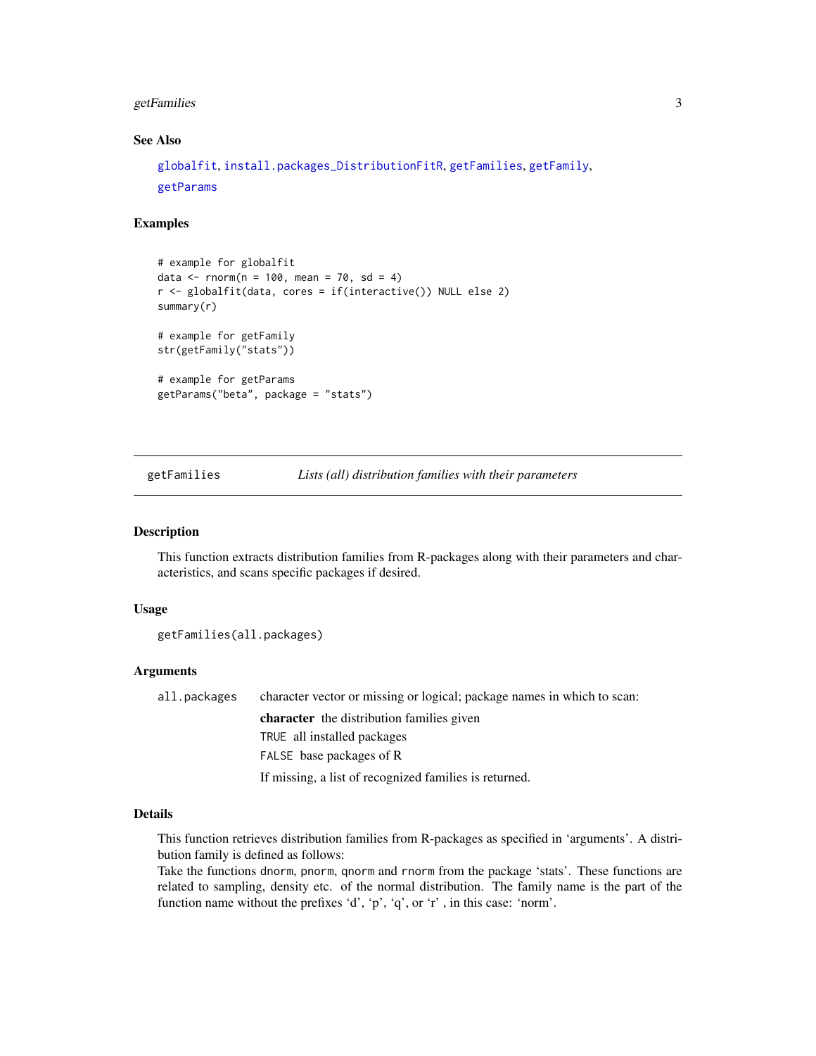### See Also

globalfit, install.packages_DistributionFitR, getFamilies, getFamily, getParams

### Examples

```
# example for globalfit
data <- rnorm(n = 100, mean = 70, sd = 4)
r <- globalfit(data, cores = if(interactive()) NULL else 2)
summary(r)

# example for getFamily
str(getFamily("stats"))

# example for getParams
getParams("beta", package = "stats")
```

---

## getFamilies — *Lists (all) distribution families with their parameters*

### Description

This function extracts distribution families from R-packages along with their parameters and characteristics, and scans specific packages if desired.

### Usage

```
getFamilies(all.packages)
```

### Arguments

| | |
|---|---|
| `all.packages` | character vector or missing or logical; package names in which to scan:<br>**character** the distribution families given<br>`TRUE` all installed packages<br>`FALSE` base packages of R<br>If missing, a list of recognized families is returned. |

### Details

This function retrieves distribution families from R-packages as specified in 'arguments'. A distribution family is defined as follows:
Take the functions `dnorm`, `pnorm`, `qnorm` and `rnorm` from the package 'stats'. These functions are related to sampling, density etc. of the normal distribution. The family name is the part of the function name without the prefixes 'd', 'p', 'q', or 'r' , in this case: 'norm'.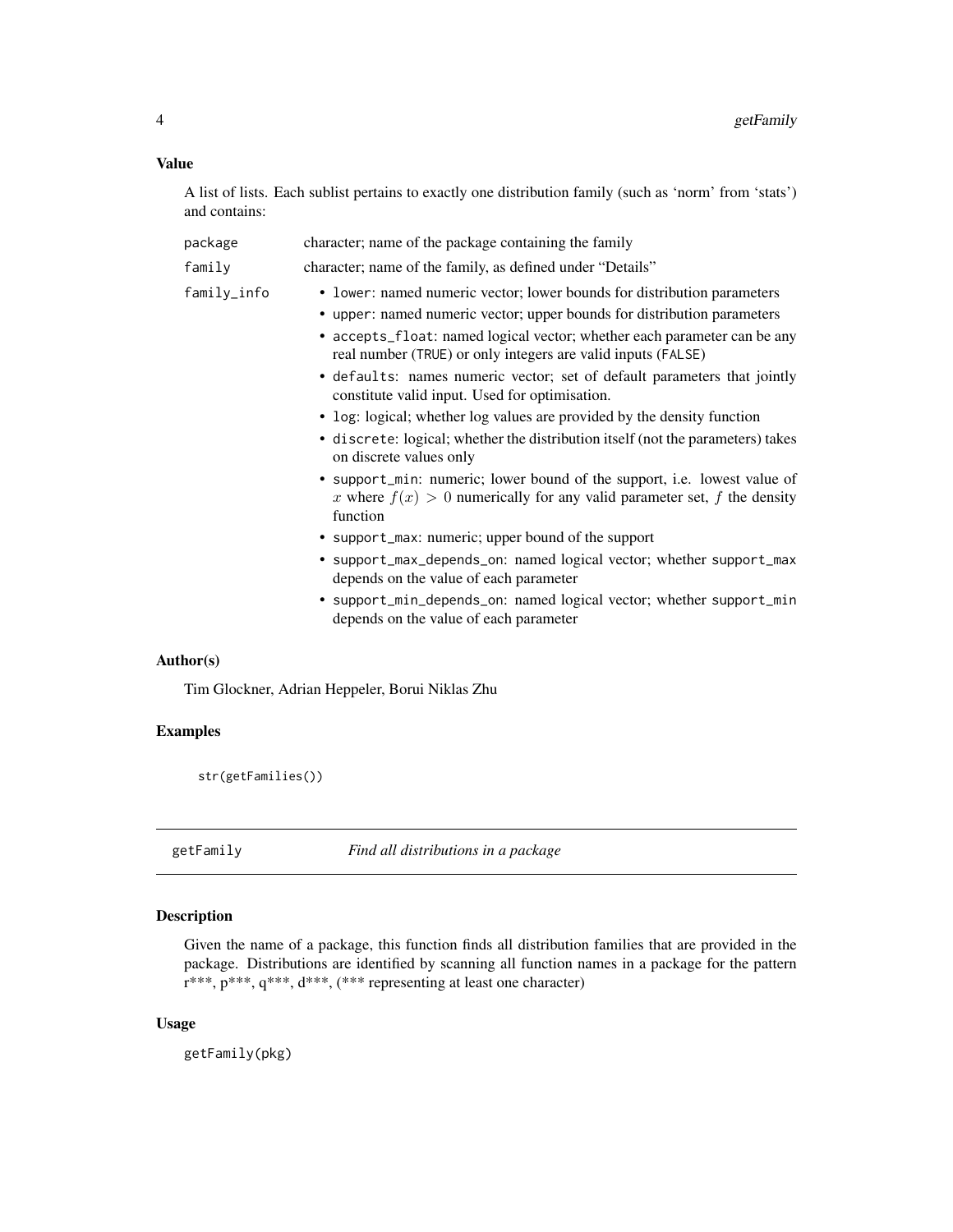### Value

A list of lists. Each sublist pertains to exactly one distribution family (such as 'norm' from 'stats') and contains:

- `package` character; name of the package containing the family
- `family` character; name of the family, as defined under "Details"
- `family_info`
  - `lower`: named numeric vector; lower bounds for distribution parameters
  - `upper`: named numeric vector; upper bounds for distribution parameters
  - `accepts_float`: named logical vector; whether each parameter can be any real number (`TRUE`) or only integers are valid inputs (`FALSE`)
  - `defaults`: names numeric vector; set of default parameters that jointly constitute valid input. Used for optimisation.
  - `log`: logical; whether log values are provided by the density function
  - `discrete`: logical; whether the distribution itself (not the parameters) takes on discrete values only
  - `support_min`: numeric; lower bound of the support, i.e. lowest value of $x$ where $f(x) > 0$ numerically for any valid parameter set, $f$ the density function
  - `support_max`: numeric; upper bound of the support
  - `support_max_depends_on`: named logical vector; whether `support_max` depends on the value of each parameter
  - `support_min_depends_on`: named logical vector; whether `support_min` depends on the value of each parameter

### Author(s)

Tim Glockner, Adrian Heppeler, Borui Niklas Zhu

### Examples

```
str(getFamilies())
```

## getFamily *Find all distributions in a package*

### Description

Given the name of a package, this function finds all distribution families that are provided in the package. Distributions are identified by scanning all function names in a package for the pattern r***, p***, q***, d***, (*** representing at least one character)

### Usage

```
getFamily(pkg)
```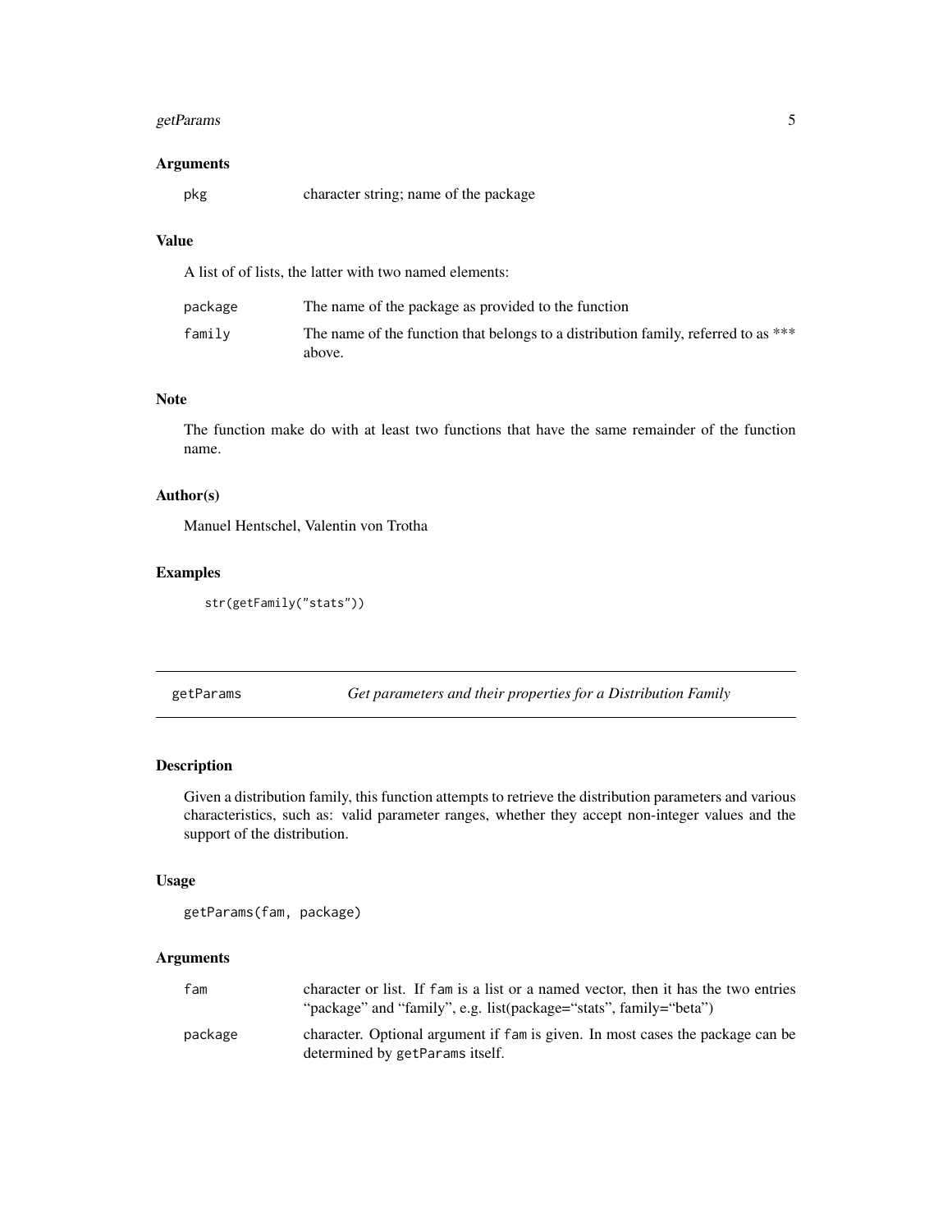### Arguments

| | |
|---|---|
| pkg | character string; name of the package |

### Value

A list of of lists, the latter with two named elements:

| | |
|---|---|
| package | The name of the package as provided to the function |
| family | The name of the function that belongs to a distribution family, referred to as *** above. |

### Note

The function make do with at least two functions that have the same remainder of the function name.

### Author(s)

Manuel Hentschel, Valentin von Trotha

### Examples

```
str(getFamily("stats"))
```

---

## getParams — *Get parameters and their properties for a Distribution Family*

### Description

Given a distribution family, this function attempts to retrieve the distribution parameters and various characteristics, such as: valid parameter ranges, whether they accept non-integer values and the support of the distribution.

### Usage

```
getParams(fam, package)
```

### Arguments

| | |
|---|---|
| fam | character or list. If `fam` is a list or a named vector, then it has the two entries "package" and "family", e.g. list(package="stats", family="beta") |
| package | character. Optional argument if `fam` is given. In most cases the package can be determined by `getParams` itself. |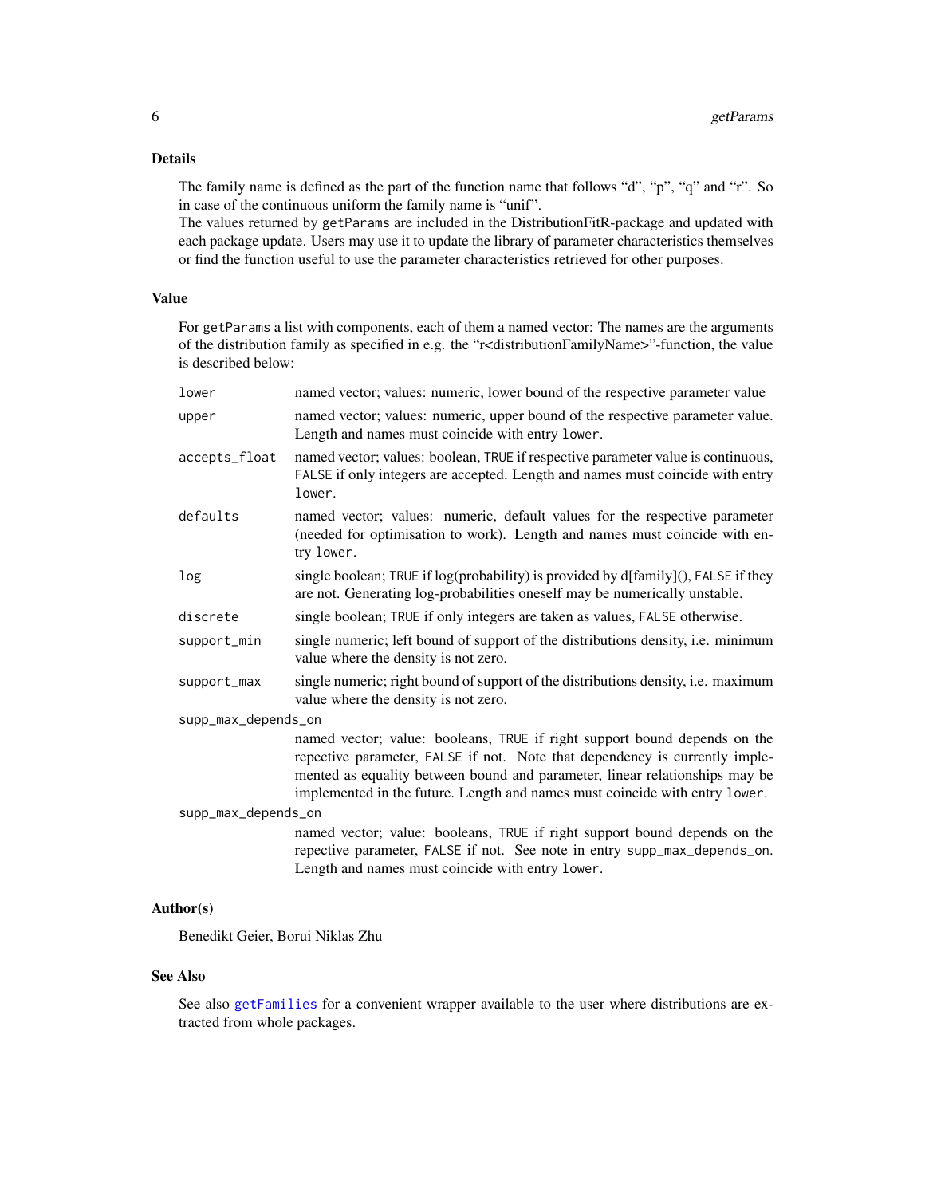## Details

The family name is defined as the part of the function name that follows "d", "p", "q" and "r". So in case of the continuous uniform the family name is "unif".
The values returned by `getParams` are included in the DistributionFitR-package and updated with each package update. Users may use it to update the library of parameter characteristics themselves or find the function useful to use the parameter characteristics retrieved for other purposes.

## Value

For `getParams` a list with components, each of them a named vector: The names are the arguments of the distribution family as specified in e.g. the "r<distributionFamilyName>"-function, the value is described below:

- `lower` — named vector; values: numeric, lower bound of the respective parameter value
- `upper` — named vector; values: numeric, upper bound of the respective parameter value. Length and names must coincide with entry `lower`.
- `accepts_float` — named vector; values: boolean, `TRUE` if respective parameter value is continuous, `FALSE` if only integers are accepted. Length and names must coincide with entry `lower`.
- `defaults` — named vector; values: numeric, default values for the respective parameter (needed for optimisation to work). Length and names must coincide with entry `lower`.
- `log` — single boolean; `TRUE` if log(probability) is provided by d[family](), `FALSE` if they are not. Generating log-probabilities oneself may be numerically unstable.
- `discrete` — single boolean; `TRUE` if only integers are taken as values, `FALSE` otherwise.
- `support_min` — single numeric; left bound of support of the distributions density, i.e. minimum value where the density is not zero.
- `support_max` — single numeric; right bound of support of the distributions density, i.e. maximum value where the density is not zero.
- `supp_max_depends_on` — named vector; value: booleans, `TRUE` if right support bound depends on the repective parameter, `FALSE` if not. Note that dependency is currently implemented as equality between bound and parameter, linear relationships may be implemented in the future. Length and names must coincide with entry `lower`.
- `supp_max_depends_on` — named vector; value: booleans, `TRUE` if right support bound depends on the repective parameter, `FALSE` if not. See note in entry `supp_max_depends_on`. Length and names must coincide with entry `lower`.

## Author(s)

Benedikt Geier, Borui Niklas Zhu

## See Also

See also `getFamilies` for a convenient wrapper available to the user where distributions are extracted from whole packages.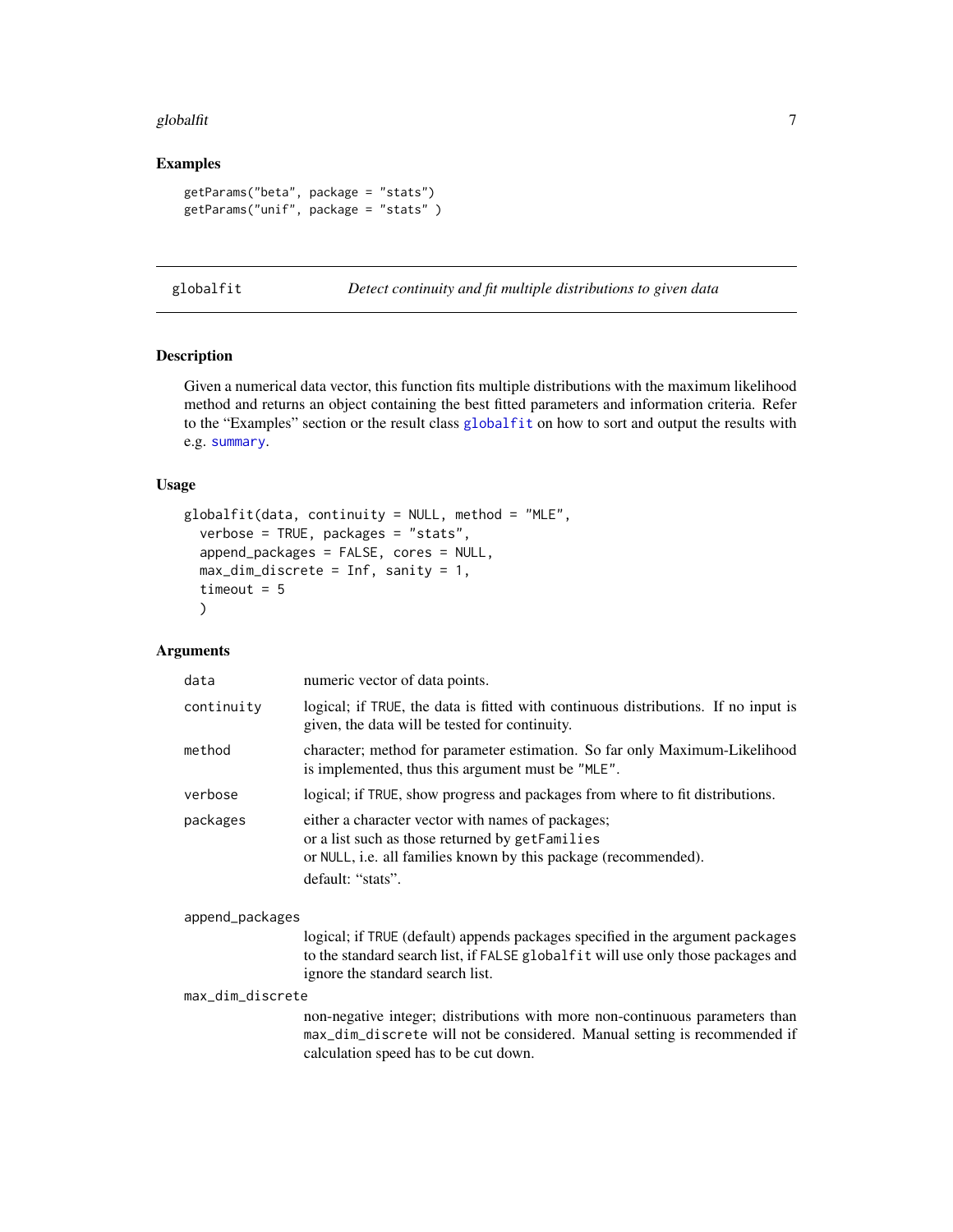### Examples

```
getParams("beta", package = "stats")
getParams("unif", package = "stats" )
```

---

## globalfit — *Detect continuity and fit multiple distributions to given data*

### Description

Given a numerical data vector, this function fits multiple distributions with the maximum likelihood method and returns an object containing the best fitted parameters and information criteria. Refer to the "Examples" section or the result class `globalfit` on how to sort and output the results with e.g. `summary`.

### Usage

```
globalfit(data, continuity = NULL, method = "MLE",
  verbose = TRUE, packages = "stats",
  append_packages = FALSE, cores = NULL,
  max_dim_discrete = Inf, sanity = 1,
  timeout = 5
  )
```

### Arguments

| | |
|---|---|
| `data` | numeric vector of data points. |
| `continuity` | logical; if `TRUE`, the data is fitted with continuous distributions. If no input is given, the data will be tested for continuity. |
| `method` | character; method for parameter estimation. So far only Maximum-Likelihood is implemented, thus this argument must be `"MLE"`. |
| `verbose` | logical; if `TRUE`, show progress and packages from where to fit distributions. |
| `packages` | either a character vector with names of packages; or a list such as those returned by `getFamilies` or `NULL`, i.e. all families known by this package (recommended). default: "stats". |
| `append_packages` | logical; if `TRUE` (default) appends packages specified in the argument `packages` to the standard search list, if `FALSE` `globalfit` will use only those packages and ignore the standard search list. |
| `max_dim_discrete` | non-negative integer; distributions with more non-continuous parameters than `max_dim_discrete` will not be considered. Manual setting is recommended if calculation speed has to be cut down. |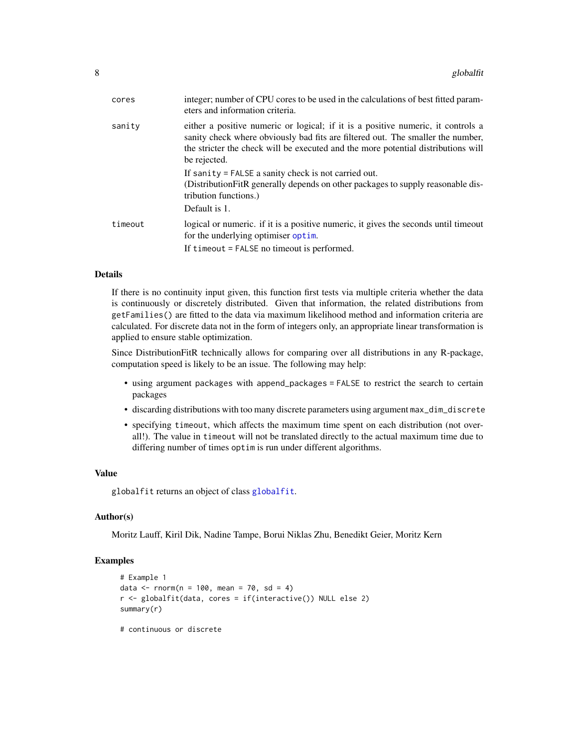| | |
|---|---|
| `cores` | integer; number of CPU cores to be used in the calculations of best fitted parameters and information criteria. |
| `sanity` | either a positive numeric or logical; if it is a positive numeric, it controls a sanity check where obviously bad fits are filtered out. The smaller the number, the stricter the check will be executed and the more potential distributions will be rejected.<br>If `sanity = FALSE` a sanity check is not carried out.<br>(DistributionFitR generally depends on other packages to supply reasonable distribution functions.)<br>Default is 1. |
| `timeout` | logical or numeric. if it is a positive numeric, it gives the seconds until timeout for the underlying optimiser `optim`.<br>If `timeout = FALSE` no timeout is performed. |

## Details

If there is no continuity input given, this function first tests via multiple criteria whether the data is continuously or discretely distributed. Given that information, the related distributions from `getFamilies()` are fitted to the data via maximum likelihood method and information criteria are calculated. For discrete data not in the form of integers only, an appropriate linear transformation is applied to ensure stable optimization.

Since DistributionFitR technically allows for comparing over all distributions in any R-package, computation speed is likely to be an issue. The following may help:

- using argument `packages` with `append_packages = FALSE` to restrict the search to certain packages
- discarding distributions with too many discrete parameters using argument `max_dim_discrete`
- specifying `timeout`, which affects the maximum time spent on each distribution (not overall!). The value in `timeout` will not be translated directly to the actual maximum time due to differing number of times `optim` is run under different algorithms.

## Value

`globalfit` returns an object of class `globalfit`.

## Author(s)

Moritz Lauff, Kiril Dik, Nadine Tampe, Borui Niklas Zhu, Benedikt Geier, Moritz Kern

## Examples

```
# Example 1
data <- rnorm(n = 100, mean = 70, sd = 4)
r <- globalfit(data, cores = if(interactive()) NULL else 2)
summary(r)

# continuous or discrete
```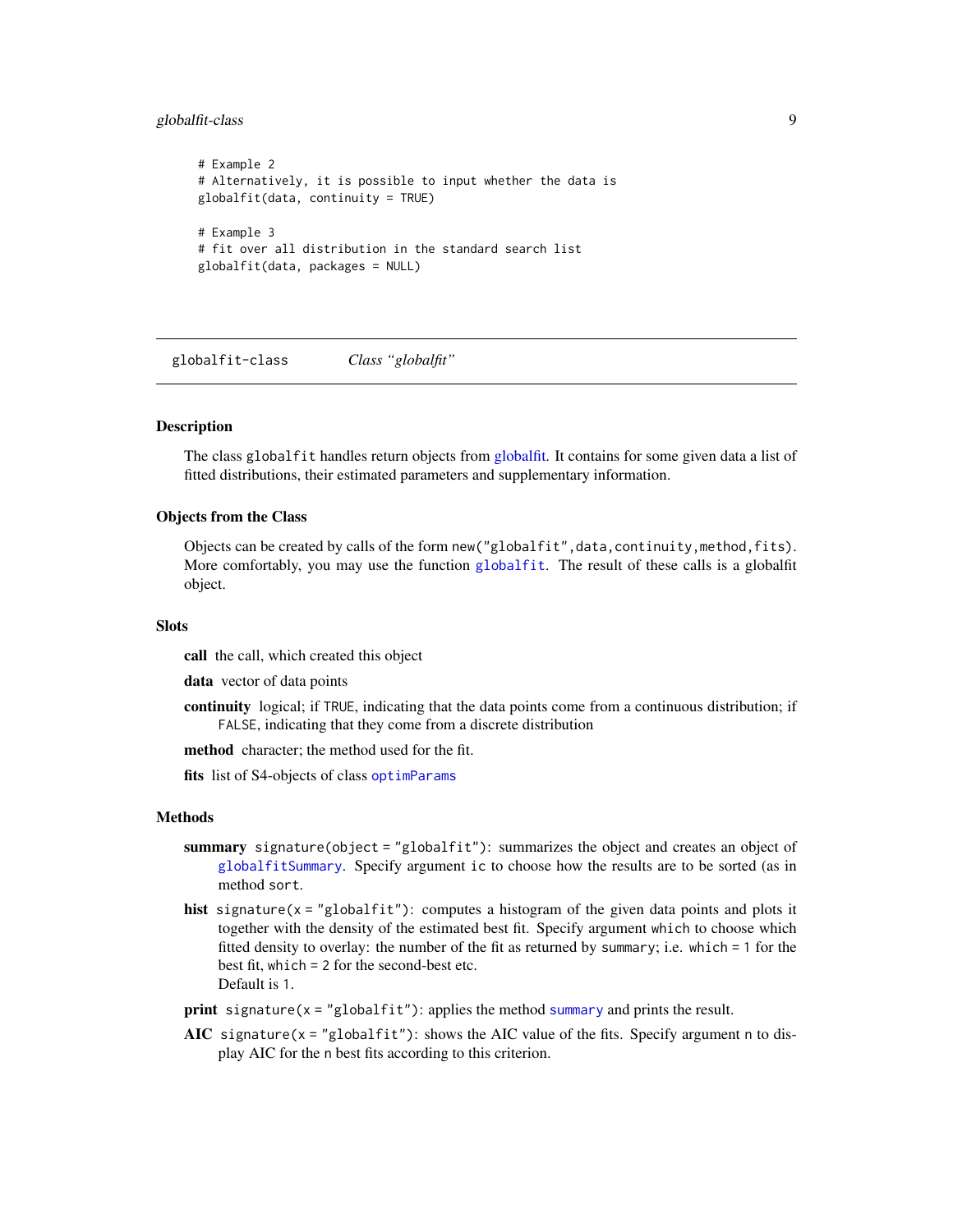```
# Example 2
# Alternatively, it is possible to input whether the data is
globalfit(data, continuity = TRUE)

# Example 3
# fit over all distribution in the standard search list
globalfit(data, packages = NULL)
```

## globalfit-class    *Class "globalfit"*

### Description

The class `globalfit` handles return objects from globalfit. It contains for some given data a list of fitted distributions, their estimated parameters and supplementary information.

### Objects from the Class

Objects can be created by calls of the form `new("globalfit",data,continuity,method,fits)`. More comfortably, you may use the function `globalfit`. The result of these calls is a globalfit object.

### Slots

**call** the call, which created this object

**data** vector of data points

**continuity** logical; if `TRUE`, indicating that the data points come from a continuous distribution; if `FALSE`, indicating that they come from a discrete distribution

**method** character; the method used for the fit.

**fits** list of S4-objects of class `optimParams`

### Methods

**summary** `signature(object = "globalfit")`: summarizes the object and creates an object of `globalfitSummary`. Specify argument `ic` to choose how the results are to be sorted (as in method `sort`.

**hist** `signature(x = "globalfit")`: computes a histogram of the given data points and plots it together with the density of the estimated best fit. Specify argument `which` to choose which fitted density to overlay: the number of the fit as returned by `summary`; i.e. `which = 1` for the best fit, `which = 2` for the second-best etc.
Default is `1`.

**print** `signature(x = "globalfit")`: applies the method `summary` and prints the result.

**AIC** `signature(x = "globalfit")`: shows the AIC value of the fits. Specify argument `n` to display AIC for the `n` best fits according to this criterion.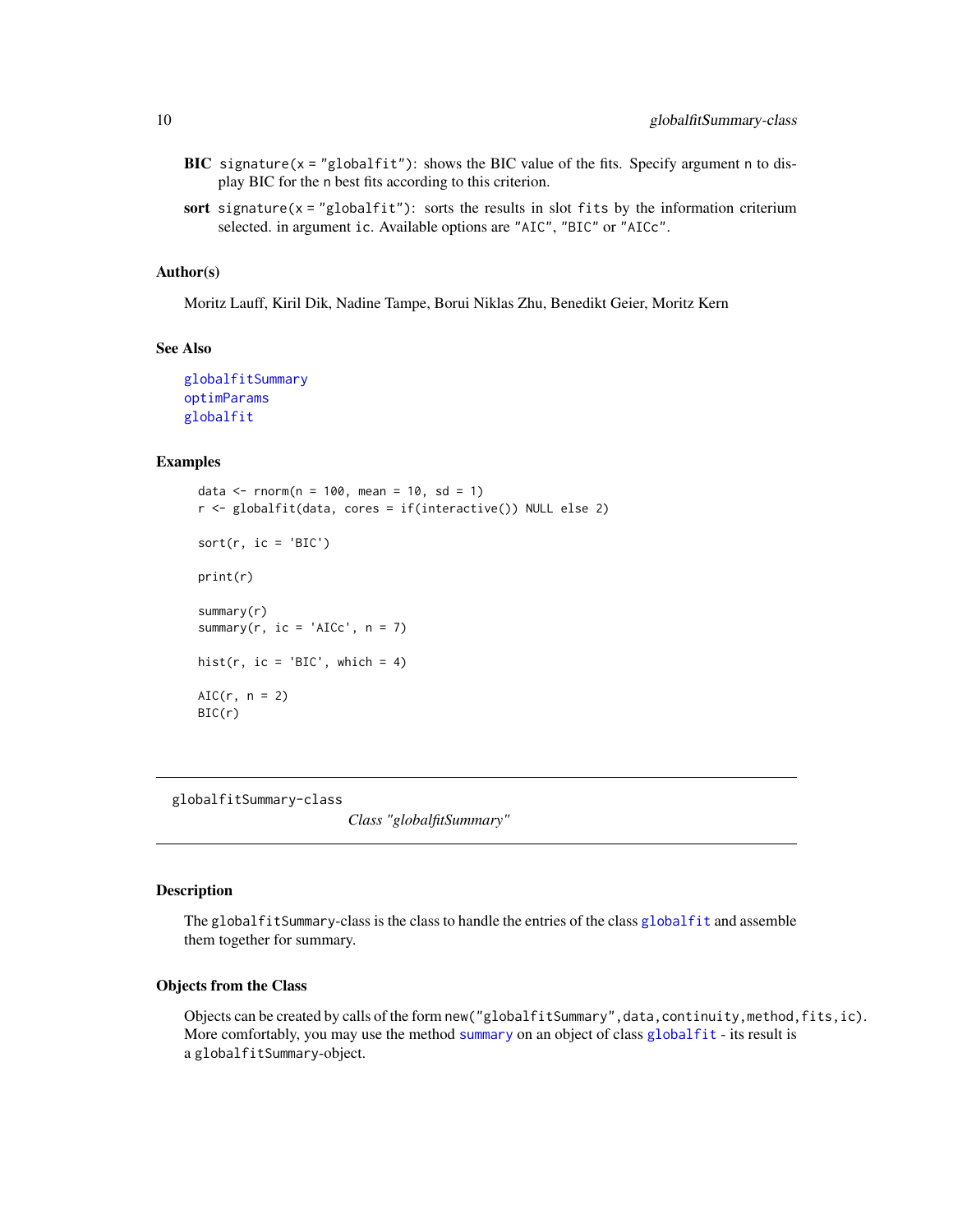**BIC** `signature(x = "globalfit")`: shows the BIC value of the fits. Specify argument `n` to display BIC for the `n` best fits according to this criterion.

**sort** `signature(x = "globalfit")`: sorts the results in slot `fits` by the information criterium selected. in argument `ic`. Available options are `"AIC"`, `"BIC"` or `"AICc"`.

### Author(s)

Moritz Lauff, Kiril Dik, Nadine Tampe, Borui Niklas Zhu, Benedikt Geier, Moritz Kern

### See Also

`globalfitSummary`
`optimParams`
`globalfit`

### Examples

```
data <- rnorm(n = 100, mean = 10, sd = 1)
r <- globalfit(data, cores = if(interactive()) NULL else 2)

sort(r, ic = 'BIC')

print(r)

summary(r)
summary(r, ic = 'AICc', n = 7)

hist(r, ic = 'BIC', which = 4)

AIC(r, n = 2)
BIC(r)
```

---

## globalfitSummary-class *Class "globalfitSummary"*

---

### Description

The `globalfitSummary`-class is the class to handle the entries of the class `globalfit` and assemble them together for summary.

### Objects from the Class

Objects can be created by calls of the form `new("globalfitSummary",data,continuity,method,fits,ic)`. More comfortably, you may use the method `summary` on an object of class `globalfit` - its result is a `globalfitSummary`-object.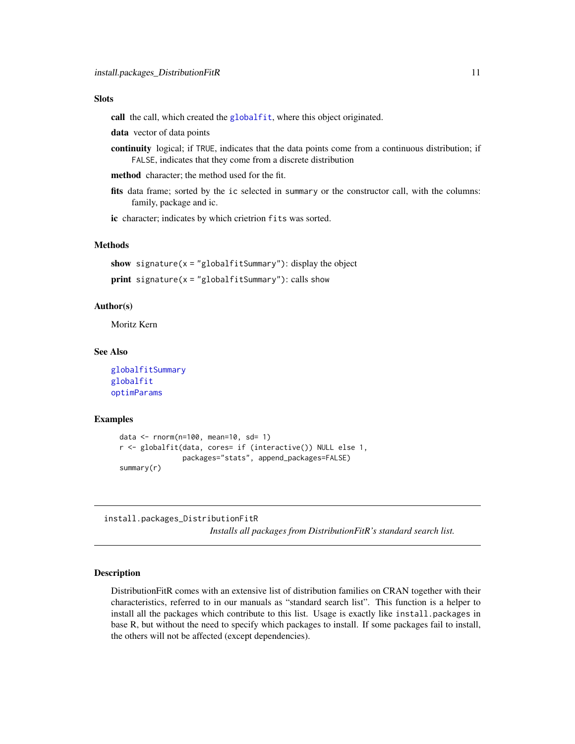### Slots

**call** the call, which created the `globalfit`, where this object originated.

**data** vector of data points

**continuity** logical; if `TRUE`, indicates that the data points come from a continuous distribution; if `FALSE`, indicates that they come from a discrete distribution

**method** character; the method used for the fit.

**fits** data frame; sorted by the `ic` selected in `summary` or the constructor call, with the columns: family, package and ic.

**ic** character; indicates by which crietrion `fits` was sorted.

### Methods

**show** `signature(x = "globalfitSummary")`: display the object

**print** `signature(x = "globalfitSummary")`: calls `show`

### Author(s)

Moritz Kern

### See Also

`globalfitSummary`
`globalfit`
`optimParams`

### Examples

```
data <- rnorm(n=100, mean=10, sd= 1)
r <- globalfit(data, cores= if (interactive()) NULL else 1,
               packages="stats", append_packages=FALSE)
summary(r)
```

---

## install.packages_DistributionFitR

*Installs all packages from DistributionFitR's standard search list.*

---

### Description

DistributionFitR comes with an extensive list of distribution families on CRAN together with their characteristics, referred to in our manuals as "standard search list". This function is a helper to install all the packages which contribute to this list. Usage is exactly like `install.packages` in base R, but without the need to specify which packages to install. If some packages fail to install, the others will not be affected (except dependencies).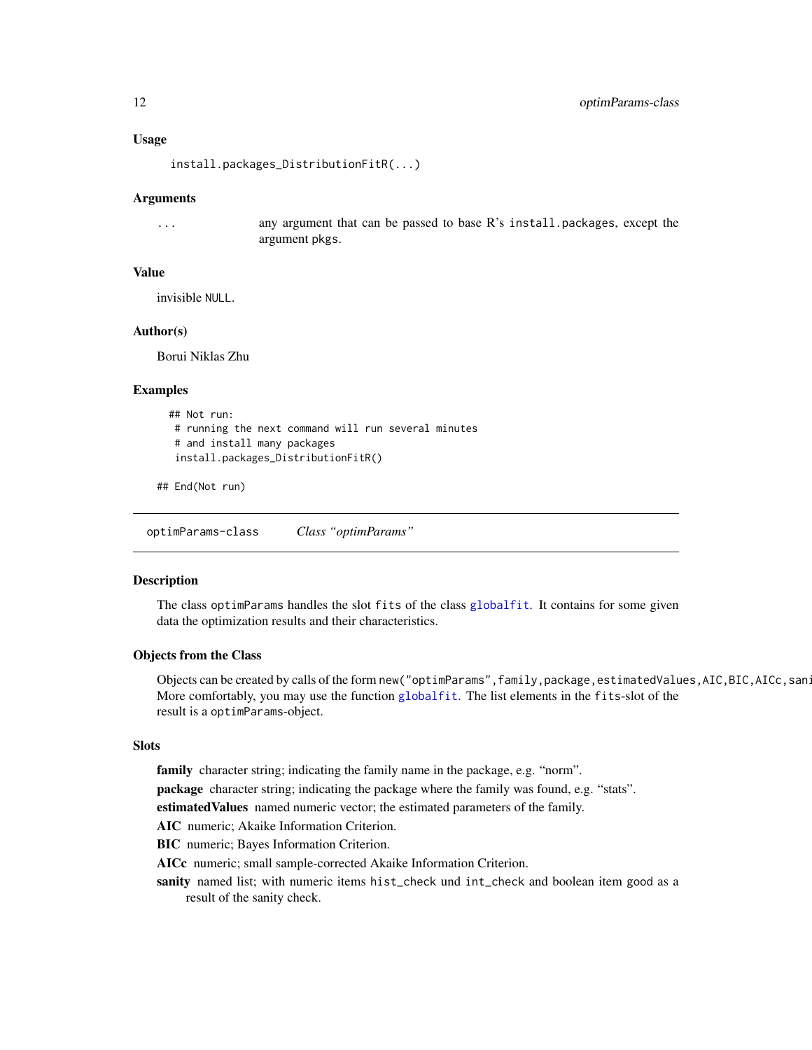### Usage

```
install.packages_DistributionFitR(...)
```

### Arguments

`...` any argument that can be passed to base R's `install.packages`, except the argument `pkgs`.

### Value

invisible `NULL`.

### Author(s)

Borui Niklas Zhu

### Examples

```
## Not run:
 # running the next command will run several minutes
 # and install many packages
 install.packages_DistributionFitR()

## End(Not run)
```

---

## optimParams-class *Class "optimParams"*

### Description

The class `optimParams` handles the slot `fits` of the class `globalfit`. It contains for some given data the optimization results and their characteristics.

### Objects from the Class

Objects can be created by calls of the form `new("optimParams",family,package,estimatedValues,AIC,BIC,AICc,sani`
More comfortably, you may use the function `globalfit`. The list elements in the `fits`-slot of the result is a `optimParams`-object.

### Slots

**family** character string; indicating the family name in the package, e.g. "norm".

**package** character string; indicating the package where the family was found, e.g. "stats".

**estimatedValues** named numeric vector; the estimated parameters of the family.

**AIC** numeric; Akaike Information Criterion.

**BIC** numeric; Bayes Information Criterion.

**AICc** numeric; small sample-corrected Akaike Information Criterion.

**sanity** named list; with numeric items `hist_check` und `int_check` and boolean item `good` as a result of the sanity check.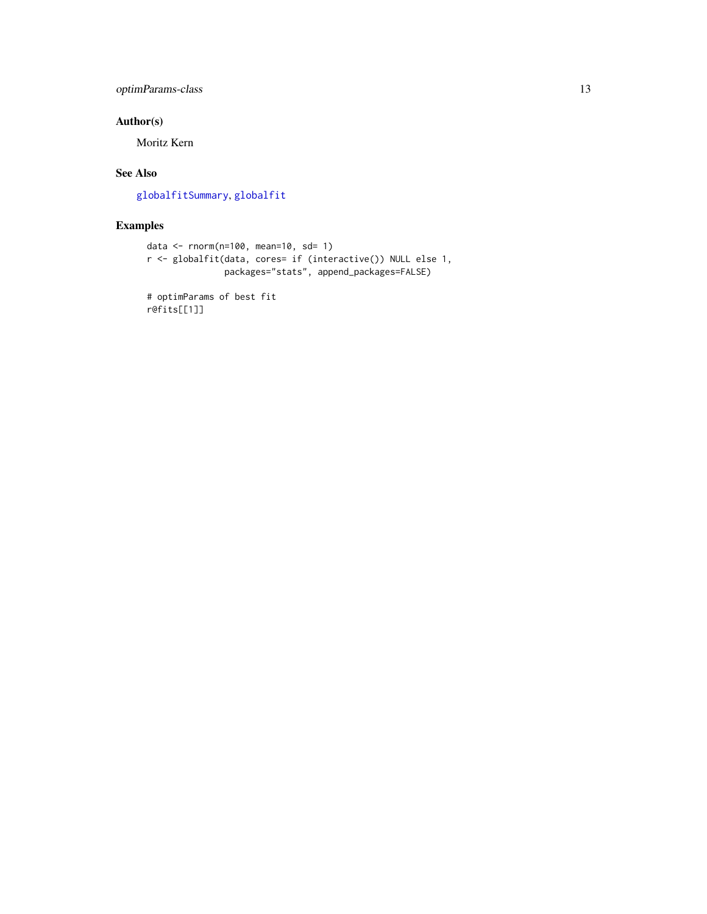## Author(s)

Moritz Kern

## See Also

globalfitSummary, globalfit

## Examples

```
data <- rnorm(n=100, mean=10, sd= 1)
r <- globalfit(data, cores= if (interactive()) NULL else 1,
               packages="stats", append_packages=FALSE)

# optimParams of best fit
r@fits[[1]]
```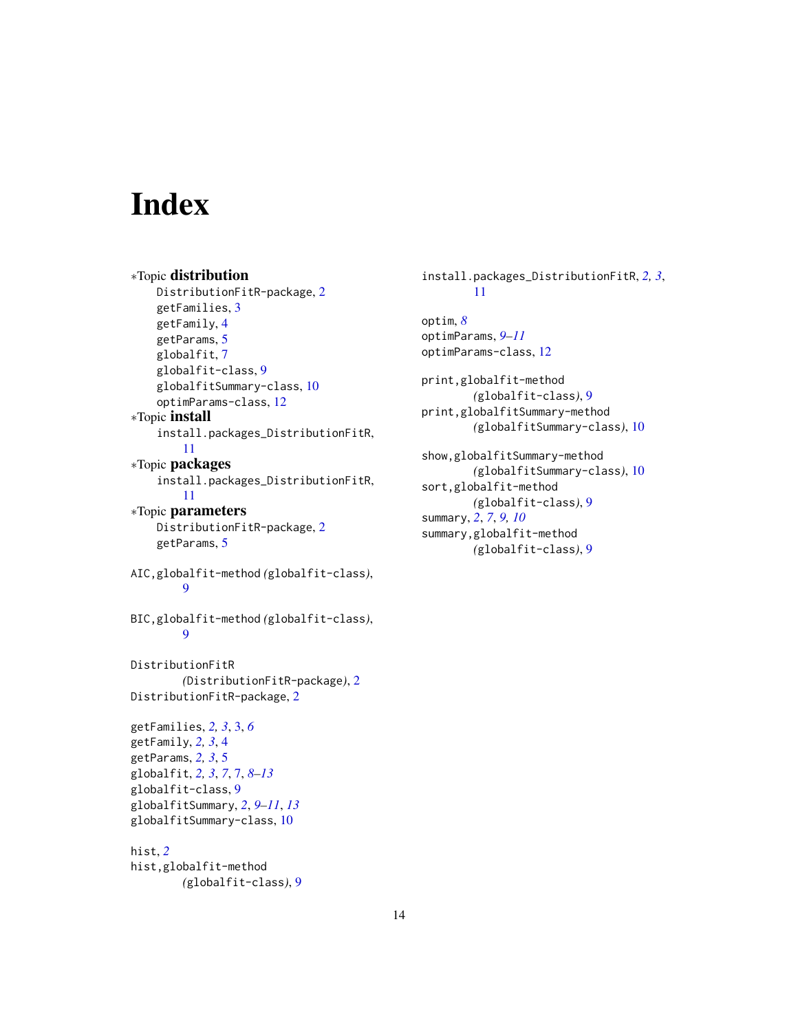# Index

*Topic **distribution**
- DistributionFitR-package, 2
- getFamilies, 3
- getFamily, 4
- getParams, 5
- globalfit, 7
- globalfit-class, 9
- globalfitSummary-class, 10
- optimParams-class, 12

*Topic **install**
- install.packages_DistributionFitR, 11

*Topic **packages**
- install.packages_DistributionFitR, 11

*Topic **parameters**
- DistributionFitR-package, 2
- getParams, 5

AIC,globalfit-method *(*globalfit-class*)*, 9

BIC,globalfit-method *(*globalfit-class*)*, 9

DistributionFitR *(*DistributionFitR-package*)*, 2
DistributionFitR-package, 2

getFamilies, *2, 3*, 3, *6*
getFamily, *2, 3*, 4
getParams, *2, 3*, 5
globalfit, *2, 3*, *7*, 7, *8–13*
globalfit-class, 9
globalfitSummary, *2*, *9–11*, *13*
globalfitSummary-class, 10

hist, *2*
hist,globalfit-method *(*globalfit-class*)*, 9

install.packages_DistributionFitR, *2, 3*, 11

optim, *8*
optimParams, *9–11*
optimParams-class, 12

print,globalfit-method *(*globalfit-class*)*, 9
print,globalfitSummary-method *(*globalfitSummary-class*)*, 10

show,globalfitSummary-method *(*globalfitSummary-class*)*, 10
sort,globalfit-method *(*globalfit-class*)*, 9
summary, *2*, *7*, *9, 10*
summary,globalfit-method *(*globalfit-class*)*, 9